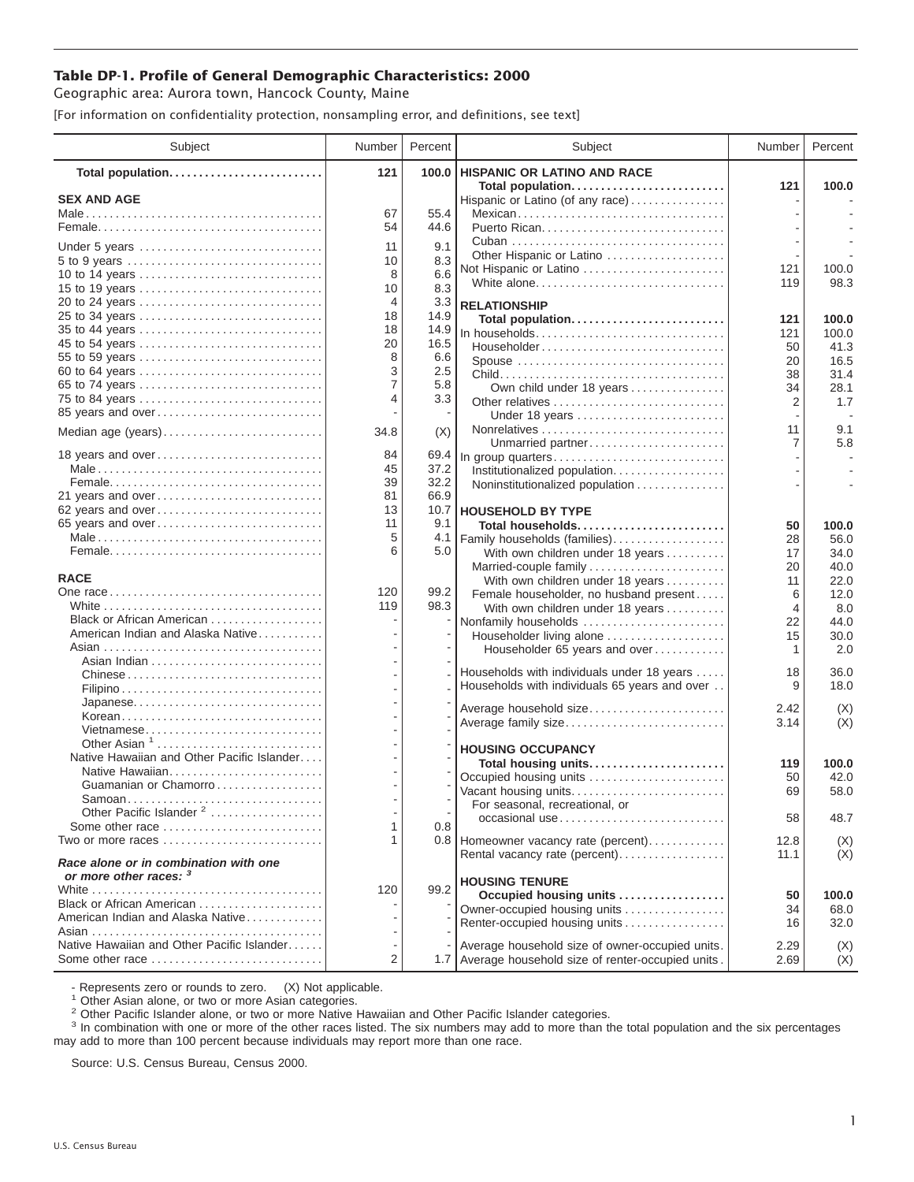# Table DP-1. Profile of General Demographic Characteristics: 2000

Geographic area: Aurora town, Hancock County, Maine

[For information on confidentiality protection, nonsampling error, and definitions, see text]

| Subject | Number | Percent |
|---|---|---|
| **Total population** | **121** | **100.0** |
| **SEX AND AGE** | | |
| Male | 67 | 55.4 |
| Female | 54 | 44.6 |
| Under 5 years | 11 | 9.1 |
| 5 to 9 years | 10 | 8.3 |
| 10 to 14 years | 8 | 6.6 |
| 15 to 19 years | 10 | 8.3 |
| 20 to 24 years | 4 | 3.3 |
| 25 to 34 years | 18 | 14.9 |
| 35 to 44 years | 18 | 14.9 |
| 45 to 54 years | 20 | 16.5 |
| 55 to 59 years | 8 | 6.6 |
| 60 to 64 years | 3 | 2.5 |
| 65 to 74 years | 7 | 5.8 |
| 75 to 84 years | 4 | 3.3 |
| 85 years and over | - | - |
| Median age (years) | 34.8 | (X) |
| 18 years and over | 84 | 69.4 |
| Male | 45 | 37.2 |
| Female | 39 | 32.2 |
| 21 years and over | 81 | 66.9 |
| 62 years and over | 13 | 10.7 |
| 65 years and over | 11 | 9.1 |
| Male | 5 | 4.1 |
| Female | 6 | 5.0 |
| **RACE** | | |
| One race | 120 | 99.2 |
| White | 119 | 98.3 |
| Black or African American | - | - |
| American Indian and Alaska Native | - | - |
| Asian | - | - |
| Asian Indian | - | - |
| Chinese | - | - |
| Filipino | - | - |
| Japanese | - | - |
| Korean | - | - |
| Vietnamese | - | - |
| Other Asian [1] | - | - |
| Native Hawaiian and Other Pacific Islander | - | - |
| Native Hawaiian | - | - |
| Guamanian or Chamorro | - | - |
| Samoan | - | - |
| Other Pacific Islander [2] | - | - |
| Some other race | 1 | 0.8 |
| Two or more races | 1 | 0.8 |
| ***Race alone or in combination with one or more other races:*** [3] | | |
| White | 120 | 99.2 |
| Black or African American | - | - |
| American Indian and Alaska Native | - | - |
| Asian | - | - |
| Native Hawaiian and Other Pacific Islander | - | - |
| Some other race | 2 | 1.7 |

| Subject | Number | Percent |
|---|---|---|
| **HISPANIC OR LATINO AND RACE** | | |
| **Total population** | **121** | **100.0** |
| Hispanic or Latino (of any race) | - | - |
| Mexican | - | - |
| Puerto Rican | - | - |
| Cuban | - | - |
| Other Hispanic or Latino | - | - |
| Not Hispanic or Latino | 121 | 100.0 |
| White alone | 119 | 98.3 |
| **RELATIONSHIP** | | |
| **Total population** | **121** | **100.0** |
| In households | 121 | 100.0 |
| Householder | 50 | 41.3 |
| Spouse | 20 | 16.5 |
| Child | 38 | 31.4 |
| Own child under 18 years | 34 | 28.1 |
| Other relatives | 2 | 1.7 |
| Under 18 years | - | - |
| Nonrelatives | 11 | 9.1 |
| Unmarried partner | 7 | 5.8 |
| In group quarters | - | - |
| Institutionalized population | - | - |
| Noninstitutionalized population | - | - |
| **HOUSEHOLD BY TYPE** | | |
| **Total households** | **50** | **100.0** |
| Family households (families) | 28 | 56.0 |
| With own children under 18 years | 17 | 34.0 |
| Married-couple family | 20 | 40.0 |
| With own children under 18 years | 11 | 22.0 |
| Female householder, no husband present | 6 | 12.0 |
| With own children under 18 years | 4 | 8.0 |
| Nonfamily households | 22 | 44.0 |
| Householder living alone | 15 | 30.0 |
| Householder 65 years and over | 1 | 2.0 |
| Households with individuals under 18 years | 18 | 36.0 |
| Households with individuals 65 years and over | 9 | 18.0 |
| Average household size | 2.42 | (X) |
| Average family size | 3.14 | (X) |
| **HOUSING OCCUPANCY** | | |
| **Total housing units** | **119** | **100.0** |
| Occupied housing units | 50 | 42.0 |
| Vacant housing units | 69 | 58.0 |
| For seasonal, recreational, or occasional use | 58 | 48.7 |
| Homeowner vacancy rate (percent) | 12.8 | (X) |
| Rental vacancy rate (percent) | 11.1 | (X) |
| **HOUSING TENURE** | | |
| **Occupied housing units** | **50** | **100.0** |
| Owner-occupied housing units | 34 | 68.0 |
| Renter-occupied housing units | 16 | 32.0 |
| Average household size of owner-occupied units | 2.29 | (X) |
| Average household size of renter-occupied units | 2.69 | (X) |

- Represents zero or rounds to zero. (X) Not applicable.

[1] Other Asian alone, or two or more Asian categories.

[2] Other Pacific Islander alone, or two or more Native Hawaiian and Other Pacific Islander categories.

[3] In combination with one or more of the other races listed. The six numbers may add to more than the total population and the six percentages may add to more than 100 percent because individuals may report more than one race.

Source: U.S. Census Bureau, Census 2000.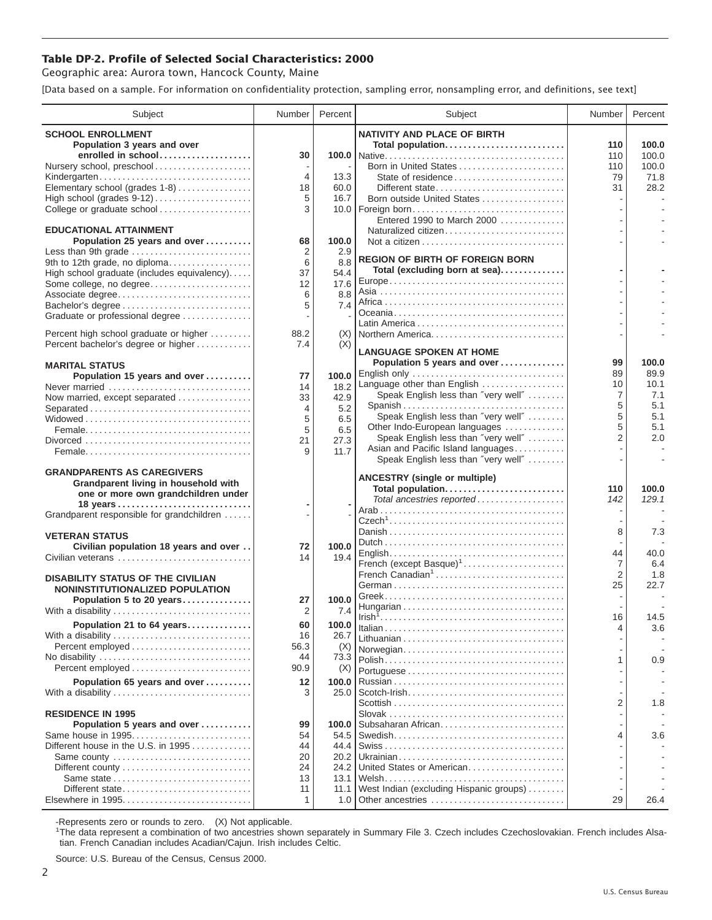## Table DP-2. Profile of Selected Social Characteristics: 2000

Geographic area: Aurora town, Hancock County, Maine

[Data based on a sample. For information on confidentiality protection, sampling error, nonsampling error, and definitions, see text]

| Subject | Number | Percent |
|---|---|---|
| **SCHOOL ENROLLMENT** | | |
| **Population 3 years and over enrolled in school** | **30** | **100.0** |
| Nursery school, preschool | - | - |
| Kindergarten | 4 | 13.3 |
| Elementary school (grades 1-8) | 18 | 60.0 |
| High school (grades 9-12) | 5 | 16.7 |
| College or graduate school | 3 | 10.0 |
| **EDUCATIONAL ATTAINMENT** | | |
| **Population 25 years and over** | **68** | **100.0** |
| Less than 9th grade | 2 | 2.9 |
| 9th to 12th grade, no diploma | 6 | 8.8 |
| High school graduate (includes equivalency) | 37 | 54.4 |
| Some college, no degree | 12 | 17.6 |
| Associate degree | 6 | 8.8 |
| Bachelor's degree | 5 | 7.4 |
| Graduate or professional degree | - | - |
| Percent high school graduate or higher | 88.2 | (X) |
| Percent bachelor's degree or higher | 7.4 | (X) |
| **MARITAL STATUS** | | |
| **Population 15 years and over** | **77** | **100.0** |
| Never married | 14 | 18.2 |
| Now married, except separated | 33 | 42.9 |
| Separated | 4 | 5.2 |
| Widowed | 5 | 6.5 |
| Female | 5 | 6.5 |
| Divorced | 21 | 27.3 |
| Female | 9 | 11.7 |
| **GRANDPARENTS AS CAREGIVERS** | | |
| **Grandparent living in household with one or more own grandchildren under 18 years** | **-** | **-** |
| Grandparent responsible for grandchildren | - | - |
| **VETERAN STATUS** | | |
| **Civilian population 18 years and over** | **72** | **100.0** |
| Civilian veterans | 14 | 19.4 |
| **DISABILITY STATUS OF THE CIVILIAN NONINSTITUTIONALIZED POPULATION** | | |
| **Population 5 to 20 years** | **27** | **100.0** |
| With a disability | 2 | 7.4 |
| **Population 21 to 64 years** | **60** | **100.0** |
| With a disability | 16 | 26.7 |
| Percent employed | 56.3 | (X) |
| No disability | 44 | 73.3 |
| Percent employed | 90.9 | (X) |
| **Population 65 years and over** | **12** | **100.0** |
| With a disability | 3 | 25.0 |
| **RESIDENCE IN 1995** | | |
| **Population 5 years and over** | **99** | **100.0** |
| Same house in 1995 | 54 | 54.5 |
| Different house in the U.S. in 1995 | 44 | 44.4 |
| Same county | 20 | 20.2 |
| Different county | 24 | 24.2 |
| Same state | 13 | 13.1 |
| Different state | 11 | 11.1 |
| Elsewhere in 1995 | 1 | 1.0 |
| **NATIVITY AND PLACE OF BIRTH** | | |
| **Total population** | **110** | **100.0** |
| Native | 110 | 100.0 |
| Born in United States | 110 | 100.0 |
| State of residence | 79 | 71.8 |
| Different state | 31 | 28.2 |
| Born outside United States | - | - |
| Foreign born | - | - |
| Entered 1990 to March 2000 | - | - |
| Naturalized citizen | - | - |
| Not a citizen | - | - |
| **REGION OF BIRTH OF FOREIGN BORN** | | |
| **Total (excluding born at sea)** | **-** | **-** |
| Europe | - | - |
| Asia | - | - |
| Africa | - | - |
| Oceania | - | - |
| Latin America | - | - |
| Northern America | - | - |
| **LANGUAGE SPOKEN AT HOME** | | |
| **Population 5 years and over** | **99** | **100.0** |
| English only | 89 | 89.9 |
| Language other than English | 10 | 10.1 |
| Speak English less than "very well" | 7 | 7.1 |
| Spanish | 5 | 5.1 |
| Speak English less than "very well" | 5 | 5.1 |
| Other Indo-European languages | 5 | 5.1 |
| Speak English less than "very well" | 2 | 2.0 |
| Asian and Pacific Island languages | - | - |
| Speak English less than "very well" | - | - |
| **ANCESTRY (single or multiple)** | | |
| **Total population** | **110** | **100.0** |
| *Total ancestries reported* | *142* | *129.1* |
| Arab | - | - |
| Czech[1] | - | - |
| Danish | 8 | 7.3 |
| Dutch | - | - |
| English | 44 | 40.0 |
| French (except Basque)[1] | 7 | 6.4 |
| French Canadian[1] | 2 | 1.8 |
| German | 25 | 22.7 |
| Greek | - | - |
| Hungarian | - | - |
| Irish[1] | 16 | 14.5 |
| Italian | 4 | 3.6 |
| Lithuanian | - | - |
| Norwegian | - | - |
| Polish | 1 | 0.9 |
| Portuguese | - | - |
| Russian | - | - |
| Scotch-Irish | - | - |
| Scottish | 2 | 1.8 |
| Slovak | - | - |
| Subsaharan African | - | - |
| Swedish | 4 | 3.6 |
| Swiss | - | - |
| Ukrainian | - | - |
| United States or American | - | - |
| Welsh | - | - |
| West Indian (excluding Hispanic groups) | - | - |
| Other ancestries | 29 | 26.4 |

-Represents zero or rounds to zero. (X) Not applicable.

[1]The data represent a combination of two ancestries shown separately in Summary File 3. Czech includes Czechoslovakian. French includes Alsatian. French Canadian includes Acadian/Cajun. Irish includes Celtic.

Source: U.S. Bureau of the Census, Census 2000.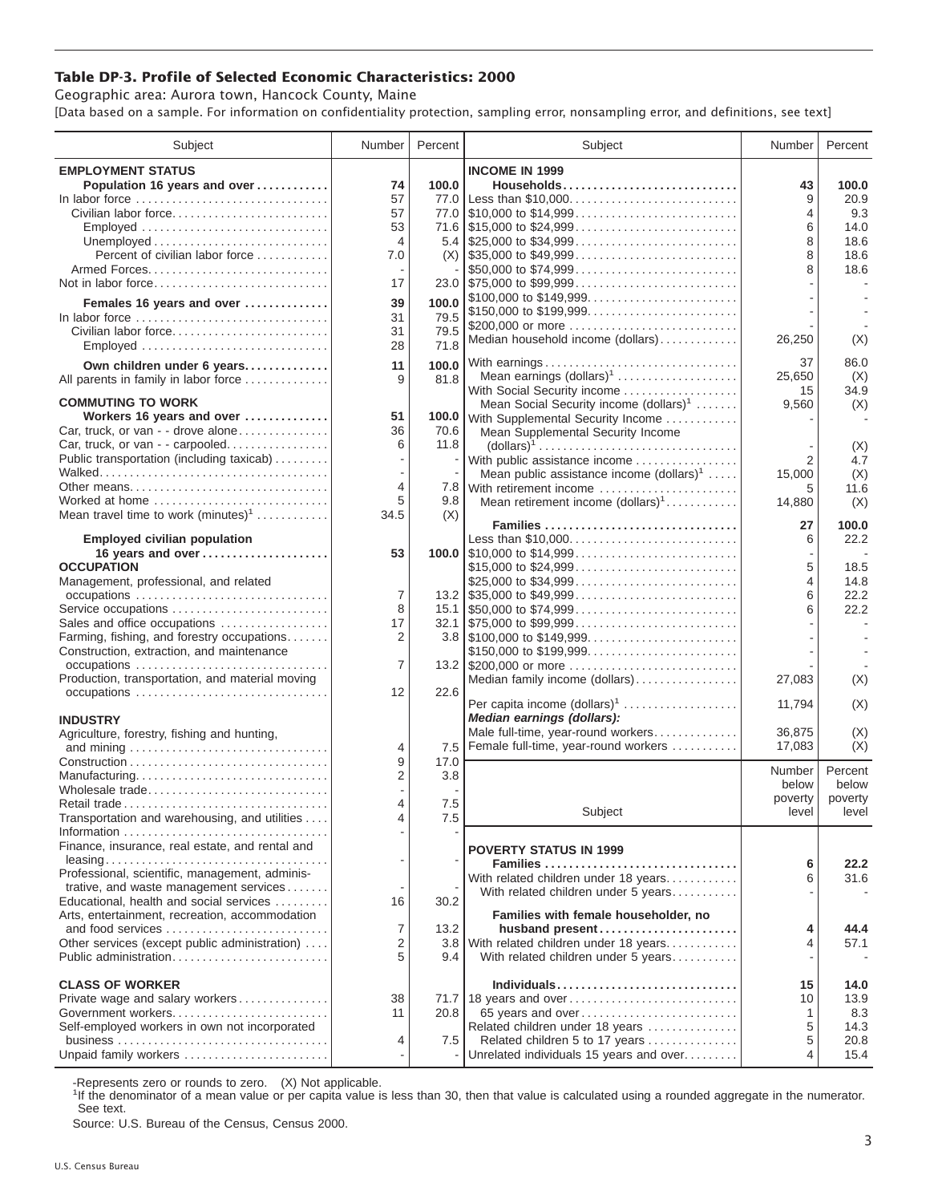## Table DP-3. Profile of Selected Economic Characteristics: 2000

Geographic area: Aurora town, Hancock County, Maine

[Data based on a sample. For information on confidentiality protection, sampling error, nonsampling error, and definitions, see text]

| Subject | Number | Percent |
|---|---|---|
| **EMPLOYMENT STATUS** | | |
| **Population 16 years and over** | **74** | **100.0** |
| In labor force | 57 | 77.0 |
| Civilian labor force | 57 | 77.0 |
| Employed | 53 | 71.6 |
| Unemployed | 4 | 5.4 |
| Percent of civilian labor force | 7.0 | (X) |
| Armed Forces | - | - |
| Not in labor force | 17 | 23.0 |
| **Females 16 years and over** | **39** | **100.0** |
| In labor force | 31 | 79.5 |
| Civilian labor force | 31 | 79.5 |
| Employed | 28 | 71.8 |
| **Own children under 6 years** | **11** | **100.0** |
| All parents in family in labor force | 9 | 81.8 |
| **COMMUTING TO WORK** | | |
| **Workers 16 years and over** | **51** | **100.0** |
| Car, truck, or van - - drove alone | 36 | 70.6 |
| Car, truck, or van - - carpooled | 6 | 11.8 |
| Public transportation (including taxicab) | - | - |
| Walked | - | - |
| Other means | 4 | 7.8 |
| Worked at home | 5 | 9.8 |
| Mean travel time to work (minutes)[1] | 34.5 | (X) |
| **Employed civilian population 16 years and over** | **53** | **100.0** |
| **OCCUPATION** | | |
| Management, professional, and related occupations | 7 | 13.2 |
| Service occupations | 8 | 15.1 |
| Sales and office occupations | 17 | 32.1 |
| Farming, fishing, and forestry occupations | 2 | 3.8 |
| Construction, extraction, and maintenance occupations | 7 | 13.2 |
| Production, transportation, and material moving occupations | 12 | 22.6 |
| **INDUSTRY** | | |
| Agriculture, forestry, fishing and hunting, and mining | 4 | 7.5 |
| Construction | 9 | 17.0 |
| Manufacturing | 2 | 3.8 |
| Wholesale trade | - | - |
| Retail trade | 4 | 7.5 |
| Transportation and warehousing, and utilities | 4 | 7.5 |
| Information | - | - |
| Finance, insurance, real estate, and rental and leasing | - | - |
| Professional, scientific, management, administrative, and waste management services | - | - |
| Educational, health and social services | 16 | 30.2 |
| Arts, entertainment, recreation, accommodation and food services | 7 | 13.2 |
| Other services (except public administration) | 2 | 3.8 |
| Public administration | 5 | 9.4 |
| **CLASS OF WORKER** | | |
| Private wage and salary workers | 38 | 71.7 |
| Government workers | 11 | 20.8 |
| Self-employed workers in own not incorporated business | 4 | 7.5 |
| Unpaid family workers | - | - |

| Subject | Number | Percent |
|---|---|---|
| **INCOME IN 1999** | | |
| **Households** | **43** | **100.0** |
| Less than $10,000 | 9 | 20.9 |
| $10,000 to $14,999 | 4 | 9.3 |
| $15,000 to $24,999 | 6 | 14.0 |
| $25,000 to $34,999 | 8 | 18.6 |
| $35,000 to $49,999 | 8 | 18.6 |
| $50,000 to $74,999 | 8 | 18.6 |
| $75,000 to $99,999 | - | - |
| $100,000 to $149,999 | - | - |
| $150,000 to $199,999 | - | - |
| $200,000 or more | - | - |
| Median household income (dollars) | 26,250 | (X) |
| With earnings | 37 | 86.0 |
| Mean earnings (dollars)[1] | 25,650 | (X) |
| With Social Security income | 15 | 34.9 |
| Mean Social Security income (dollars)[1] | 9,560 | (X) |
| With Supplemental Security Income | - | - |
| Mean Supplemental Security Income (dollars)[1] | - | (X) |
| With public assistance income | 2 | 4.7 |
| Mean public assistance income (dollars)[1] | 15,000 | (X) |
| With retirement income | 5 | 11.6 |
| Mean retirement income (dollars)[1] | 14,880 | (X) |
| **Families** | **27** | **100.0** |
| Less than $10,000 | 6 | 22.2 |
| $10,000 to $14,999 | - | - |
| $15,000 to $24,999 | 5 | 18.5 |
| $25,000 to $34,999 | 4 | 14.8 |
| $35,000 to $49,999 | 6 | 22.2 |
| $50,000 to $74,999 | 6 | 22.2 |
| $75,000 to $99,999 | - | - |
| $100,000 to $149,999 | - | - |
| $150,000 to $199,999 | - | - |
| $200,000 or more | - | - |
| Median family income (dollars) | 27,083 | (X) |
| Per capita income (dollars)[1] | 11,794 | (X) |
| ***Median earnings (dollars):*** | | |
| Male full-time, year-round workers | 36,875 | (X) |
| Female full-time, year-round workers | 17,083 | (X) |

| Subject | Number below poverty level | Percent below poverty level |
|---|---|---|
| **POVERTY STATUS IN 1999** | | |
| **Families** | **6** | **22.2** |
| With related children under 18 years | 6 | 31.6 |
| With related children under 5 years | - | - |
| **Families with female householder, no husband present** | **4** | **44.4** |
| With related children under 18 years | 4 | 57.1 |
| With related children under 5 years | - | - |
| **Individuals** | **15** | **14.0** |
| 18 years and over | 10 | 13.9 |
| 65 years and over | 1 | 8.3 |
| Related children under 18 years | 5 | 14.3 |
| Related children 5 to 17 years | 5 | 20.8 |
| Unrelated individuals 15 years and over | 4 | 15.4 |

-Represents zero or rounds to zero. (X) Not applicable.

[1]If the denominator of a mean value or per capita value is less than 30, then that value is calculated using a rounded aggregate in the numerator. See text.

Source: U.S. Bureau of the Census, Census 2000.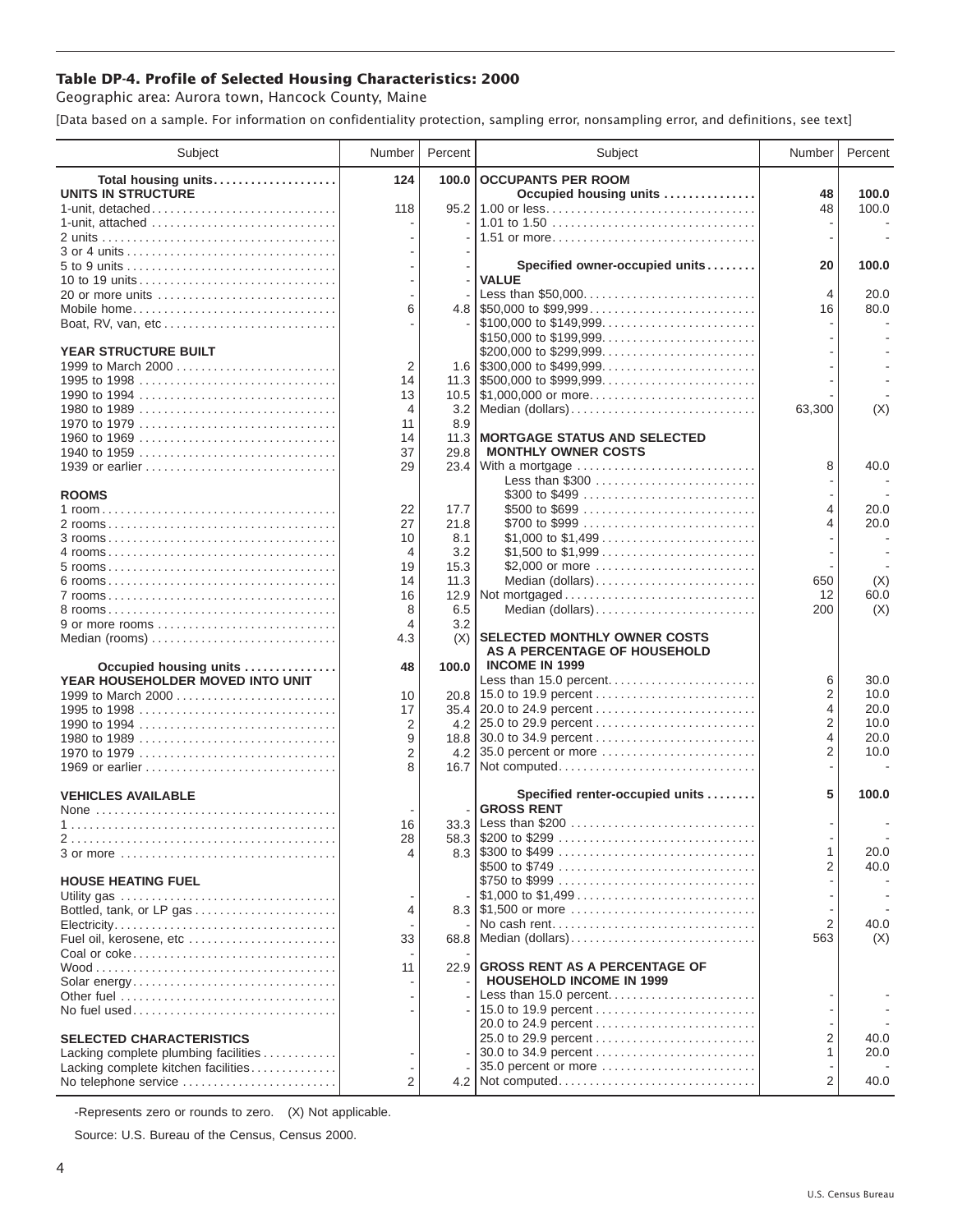## Table DP-4. Profile of Selected Housing Characteristics: 2000

Geographic area: Aurora town, Hancock County, Maine

[Data based on a sample. For information on confidentiality protection, sampling error, nonsampling error, and definitions, see text]

| Subject | Number | Percent |
|---|---|---|
| **Total housing units** | **124** | **100.0** |
| **UNITS IN STRUCTURE** | | |
| 1-unit, detached | 118 | 95.2 |
| 1-unit, attached | - | - |
| 2 units | - | - |
| 3 or 4 units | - | - |
| 5 to 9 units | - | - |
| 10 to 19 units | - | - |
| 20 or more units | - | - |
| Mobile home | 6 | 4.8 |
| Boat, RV, van, etc | - | - |
| **YEAR STRUCTURE BUILT** | | |
| 1999 to March 2000 | 2 | 1.6 |
| 1995 to 1998 | 14 | 11.3 |
| 1990 to 1994 | 13 | 10.5 |
| 1980 to 1989 | 4 | 3.2 |
| 1970 to 1979 | 11 | 8.9 |
| 1960 to 1969 | 14 | 11.3 |
| 1940 to 1959 | 37 | 29.8 |
| 1939 or earlier | 29 | 23.4 |
| **ROOMS** | | |
| 1 room | 22 | 17.7 |
| 2 rooms | 27 | 21.8 |
| 3 rooms | 10 | 8.1 |
| 4 rooms | 4 | 3.2 |
| 5 rooms | 19 | 15.3 |
| 6 rooms | 14 | 11.3 |
| 7 rooms | 16 | 12.9 |
| 8 rooms | 8 | 6.5 |
| 9 or more rooms | 4 | 3.2 |
| Median (rooms) | 4.3 | (X) |
| **Occupied housing units** | **48** | **100.0** |
| **YEAR HOUSEHOLDER MOVED INTO UNIT** | | |
| 1999 to March 2000 | 10 | 20.8 |
| 1995 to 1998 | 17 | 35.4 |
| 1990 to 1994 | 2 | 4.2 |
| 1980 to 1989 | 9 | 18.8 |
| 1970 to 1979 | 2 | 4.2 |
| 1969 or earlier | 8 | 16.7 |
| **VEHICLES AVAILABLE** | | |
| None | - | - |
| 1 | 16 | 33.3 |
| 2 | 28 | 58.3 |
| 3 or more | 4 | 8.3 |
| **HOUSE HEATING FUEL** | | |
| Utility gas | - | - |
| Bottled, tank, or LP gas | 4 | 8.3 |
| Electricity | - | - |
| Fuel oil, kerosene, etc | 33 | 68.8 |
| Coal or coke | - | - |
| Wood | 11 | 22.9 |
| Solar energy | - | - |
| Other fuel | - | - |
| No fuel used | - | - |
| **SELECTED CHARACTERISTICS** | | |
| Lacking complete plumbing facilities | - | - |
| Lacking complete kitchen facilities | - | - |
| No telephone service | 2 | 4.2 |

| Subject | Number | Percent |
|---|---|---|
| **OCCUPANTS PER ROOM** | | |
| **Occupied housing units** | **48** | **100.0** |
| 1.00 or less | 48 | 100.0 |
| 1.01 to 1.50 | - | - |
| 1.51 or more | - | - |
| **Specified owner-occupied units** | **20** | **100.0** |
| **VALUE** | | |
| Less than $50,000 | 4 | 20.0 |
| $50,000 to $99,999 | 16 | 80.0 |
| $100,000 to $149,999 | - | - |
| $150,000 to $199,999 | - | - |
| $200,000 to $299,999 | - | - |
| $300,000 to $499,999 | - | - |
| $500,000 to $999,999 | - | - |
| $1,000,000 or more | - | - |
| Median (dollars) | 63,300 | (X) |
| **MORTGAGE STATUS AND SELECTED MONTHLY OWNER COSTS** | | |
| With a mortgage | 8 | 40.0 |
| Less than $300 | - | - |
| $300 to $499 | - | - |
| $500 to $699 | 4 | 20.0 |
| $700 to $999 | 4 | 20.0 |
| $1,000 to $1,499 | - | - |
| $1,500 to $1,999 | - | - |
| $2,000 or more | - | - |
| Median (dollars) | 650 | (X) |
| Not mortgaged | 12 | 60.0 |
| Median (dollars) | 200 | (X) |
| **SELECTED MONTHLY OWNER COSTS AS A PERCENTAGE OF HOUSEHOLD INCOME IN 1999** | | |
| Less than 15.0 percent | 6 | 30.0 |
| 15.0 to 19.9 percent | 2 | 10.0 |
| 20.0 to 24.9 percent | 4 | 20.0 |
| 25.0 to 29.9 percent | 2 | 10.0 |
| 30.0 to 34.9 percent | 4 | 20.0 |
| 35.0 percent or more | 2 | 10.0 |
| Not computed | - | - |
| **Specified renter-occupied units** | **5** | **100.0** |
| **GROSS RENT** | | |
| Less than $200 | - | - |
| $200 to $299 | - | - |
| $300 to $499 | 1 | 20.0 |
| $500 to $749 | 2 | 40.0 |
| $750 to $999 | - | - |
| $1,000 to $1,499 | - | - |
| $1,500 or more | - | - |
| No cash rent | 2 | 40.0 |
| Median (dollars) | 563 | (X) |
| **GROSS RENT AS A PERCENTAGE OF HOUSEHOLD INCOME IN 1999** | | |
| Less than 15.0 percent | - | - |
| 15.0 to 19.9 percent | - | - |
| 20.0 to 24.9 percent | - | - |
| 25.0 to 29.9 percent | 2 | 40.0 |
| 30.0 to 34.9 percent | 1 | 20.0 |
| 35.0 percent or more | - | - |
| Not computed | 2 | 40.0 |

-Represents zero or rounds to zero. (X) Not applicable.

Source: U.S. Bureau of the Census, Census 2000.